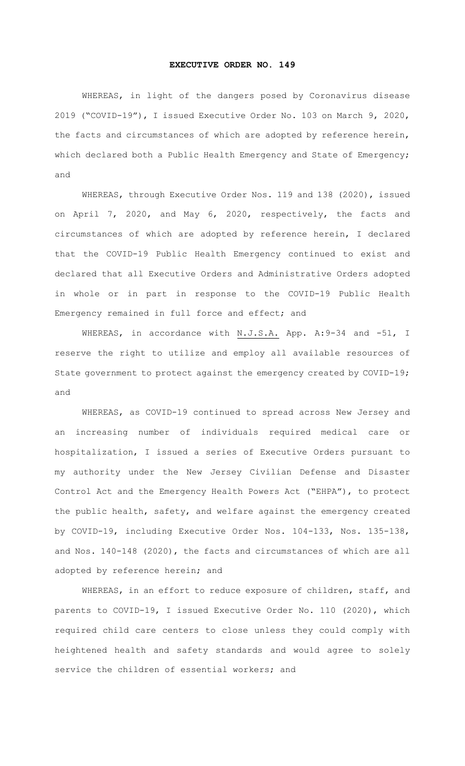# EXECUTIVE ORDER NO. 149

WHEREAS, in light of the dangers posed by Coronavirus disease 2019 ("COVID-19"), I issued Executive Order No. 103 on March 9, 2020, the facts and circumstances of which are adopted by reference herein, which declared both a Public Health Emergency and State of Emergency; and

WHEREAS, through Executive Order Nos. 119 and 138 (2020), issued on April 7, 2020, and May 6, 2020, respectively, the facts and circumstances of which are adopted by reference herein, I declared that the COVID-19 Public Health Emergency continued to exist and declared that all Executive Orders and Administrative Orders adopted in whole or in part in response to the COVID-19 Public Health Emergency remained in full force and effect; and

WHEREAS, in accordance with N.J.S.A. App. A:9-34 and -51, I reserve the right to utilize and employ all available resources of State government to protect against the emergency created by COVID-19; and

WHEREAS, as COVID-19 continued to spread across New Jersey and an increasing number of individuals required medical care or hospitalization, I issued a series of Executive Orders pursuant to my authority under the New Jersey Civilian Defense and Disaster Control Act and the Emergency Health Powers Act ("EHPA"), to protect the public health, safety, and welfare against the emergency created by COVID-19, including Executive Order Nos. 104-133, Nos. 135-138, and Nos. 140-148 (2020), the facts and circumstances of which are all adopted by reference herein; and

WHEREAS, in an effort to reduce exposure of children, staff, and parents to COVID-19, I issued Executive Order No. 110 (2020), which required child care centers to close unless they could comply with heightened health and safety standards and would agree to solely service the children of essential workers; and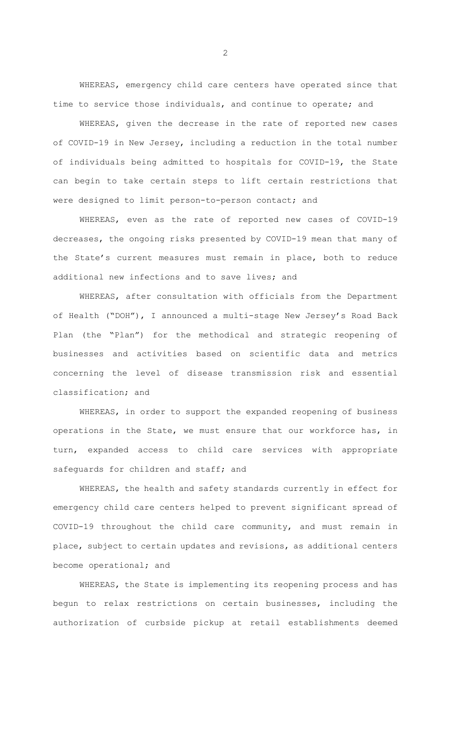WHEREAS, emergency child care centers have operated since that time to service those individuals, and continue to operate; and

WHEREAS, given the decrease in the rate of reported new cases of COVID-19 in New Jersey, including a reduction in the total number of individuals being admitted to hospitals for COVID-19, the State can begin to take certain steps to lift certain restrictions that were designed to limit person-to-person contact; and

WHEREAS, even as the rate of reported new cases of COVID-19 decreases, the ongoing risks presented by COVID-19 mean that many of the State's current measures must remain in place, both to reduce additional new infections and to save lives; and

WHEREAS, after consultation with officials from the Department of Health ("DOH"), I announced a multi-stage New Jersey's Road Back Plan (the "Plan") for the methodical and strategic reopening of businesses and activities based on scientific data and metrics concerning the level of disease transmission risk and essential classification; and

WHEREAS, in order to support the expanded reopening of business operations in the State, we must ensure that our workforce has, in turn, expanded access to child care services with appropriate safeguards for children and staff; and

WHEREAS, the health and safety standards currently in effect for emergency child care centers helped to prevent significant spread of COVID-19 throughout the child care community, and must remain in place, subject to certain updates and revisions, as additional centers become operational; and

WHEREAS, the State is implementing its reopening process and has begun to relax restrictions on certain businesses, including the authorization of curbside pickup at retail establishments deemed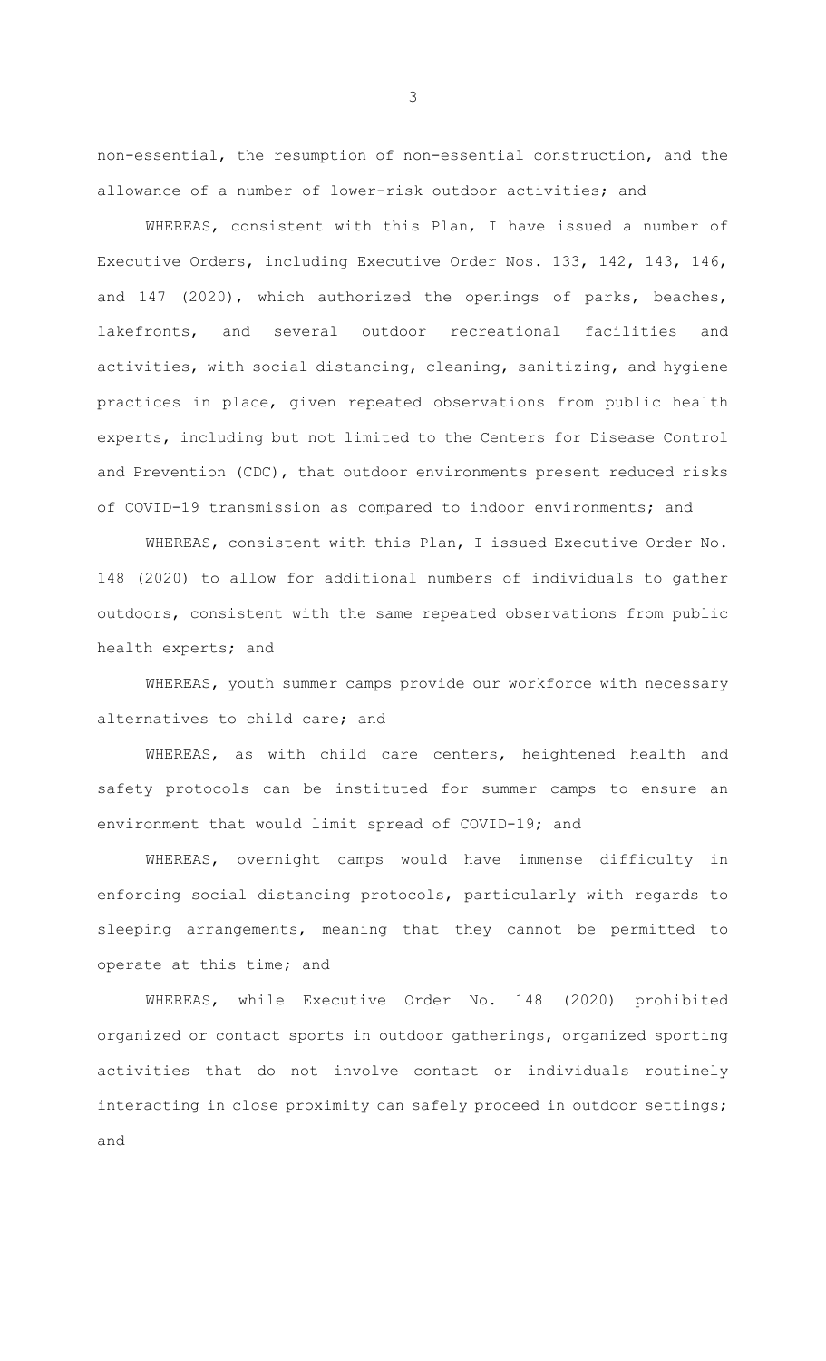non-essential, the resumption of non-essential construction, and the allowance of a number of lower-risk outdoor activities; and

WHEREAS, consistent with this Plan, I have issued a number of Executive Orders, including Executive Order Nos. 133, 142, 143, 146, and 147 (2020), which authorized the openings of parks, beaches, lakefronts, and several outdoor recreational facilities and activities, with social distancing, cleaning, sanitizing, and hygiene practices in place, given repeated observations from public health experts, including but not limited to the Centers for Disease Control and Prevention (CDC), that outdoor environments present reduced risks of COVID-19 transmission as compared to indoor environments; and

WHEREAS, consistent with this Plan, I issued Executive Order No. 148 (2020) to allow for additional numbers of individuals to gather outdoors, consistent with the same repeated observations from public health experts; and

WHEREAS, youth summer camps provide our workforce with necessary alternatives to child care; and

WHEREAS, as with child care centers, heightened health and safety protocols can be instituted for summer camps to ensure an environment that would limit spread of COVID-19; and

WHEREAS, overnight camps would have immense difficulty in enforcing social distancing protocols, particularly with regards to sleeping arrangements, meaning that they cannot be permitted to operate at this time; and

WHEREAS, while Executive Order No. 148 (2020) prohibited organized or contact sports in outdoor gatherings, organized sporting activities that do not involve contact or individuals routinely interacting in close proximity can safely proceed in outdoor settings; and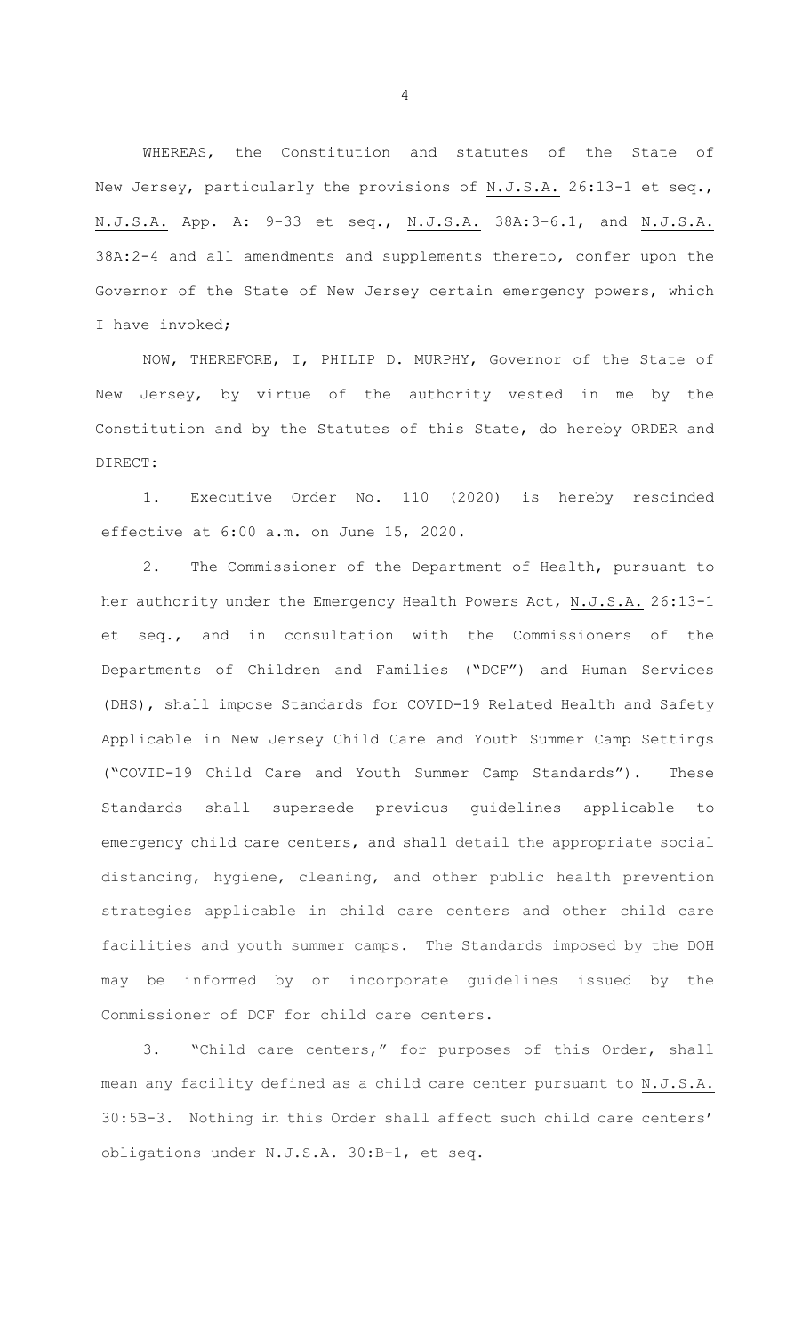WHEREAS, the Constitution and statutes of the State of New Jersey, particularly the provisions of N.J.S.A. 26:13-1 et seq., N.J.S.A. App. A: 9-33 et seq., N.J.S.A. 38A:3-6.1, and N.J.S.A. 38A:2-4 and all amendments and supplements thereto, confer upon the Governor of the State of New Jersey certain emergency powers, which I have invoked;

NOW, THEREFORE, I, PHILIP D. MURPHY, Governor of the State of New Jersey, by virtue of the authority vested in me by the Constitution and by the Statutes of this State, do hereby ORDER and DIRECT:

1. Executive Order No. 110 (2020) is hereby rescinded effective at 6:00 a.m. on June 15, 2020.

2. The Commissioner of the Department of Health, pursuant to her authority under the Emergency Health Powers Act, N.J.S.A. 26:13-1 et seq., and in consultation with the Commissioners of the Departments of Children and Families ("DCF") and Human Services (DHS), shall impose Standards for COVID-19 Related Health and Safety Applicable in New Jersey Child Care and Youth Summer Camp Settings ("COVID-19 Child Care and Youth Summer Camp Standards"). These Standards shall supersede previous guidelines applicable to emergency child care centers, and shall detail the appropriate social distancing, hygiene, cleaning, and other public health prevention strategies applicable in child care centers and other child care facilities and youth summer camps. The Standards imposed by the DOH may be informed by or incorporate guidelines issued by the Commissioner of DCF for child care centers.

3. "Child care centers," for purposes of this Order, shall mean any facility defined as a child care center pursuant to N.J.S.A. 30:5B-3. Nothing in this Order shall affect such child care centers' obligations under N.J.S.A. 30:B-1, et seq.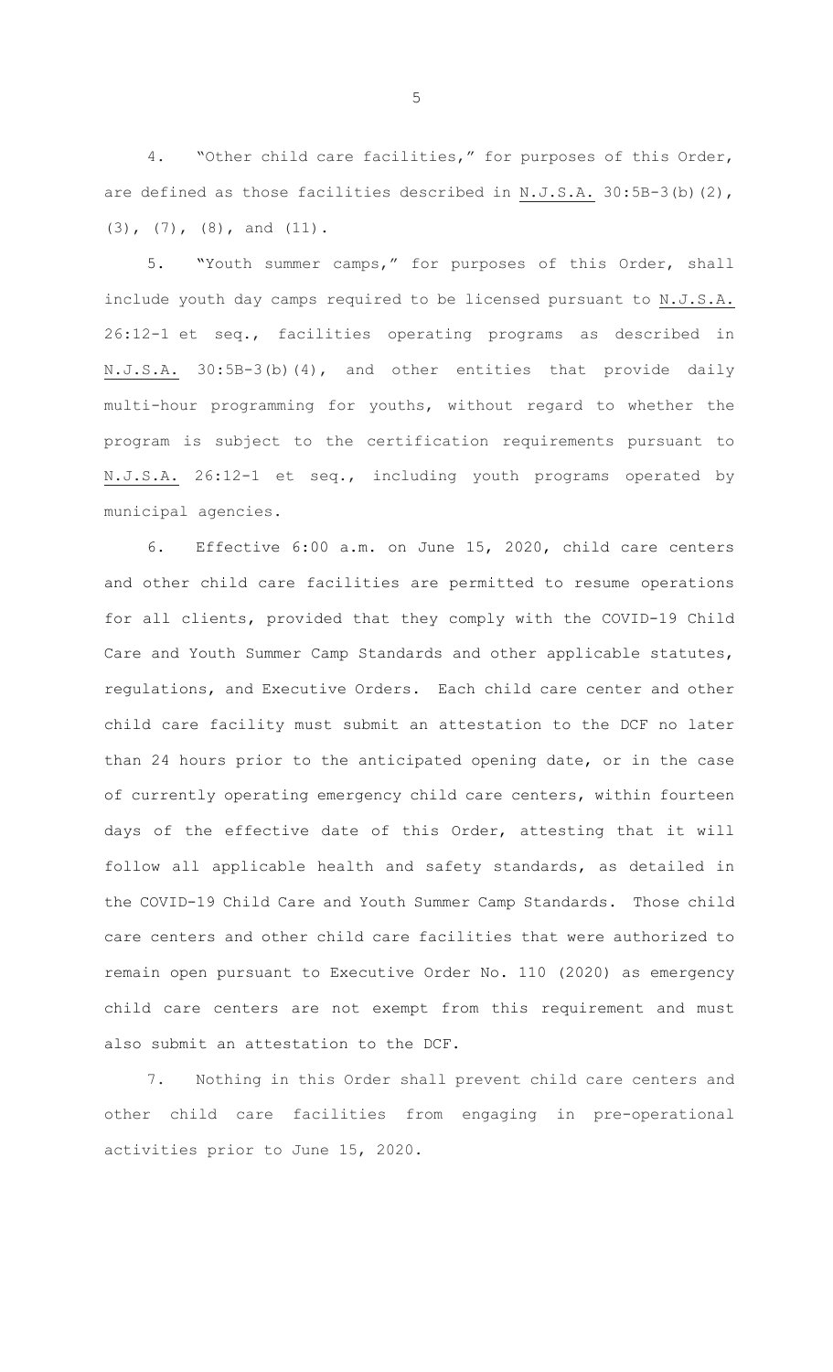4. "Other child care facilities," for purposes of this Order, are defined as those facilities described in N.J.S.A. 30:5B-3(b)(2), (3), (7), (8), and (11).

5. "Youth summer camps," for purposes of this Order, shall include youth day camps required to be licensed pursuant to N.J.S.A. 26:12-1 et seq., facilities operating programs as described in N.J.S.A. 30:5B-3(b)(4), and other entities that provide daily multi-hour programming for youths, without regard to whether the program is subject to the certification requirements pursuant to N.J.S.A. 26:12-1 et seq., including youth programs operated by municipal agencies.

6. Effective 6:00 a.m. on June 15, 2020, child care centers and other child care facilities are permitted to resume operations for all clients, provided that they comply with the COVID-19 Child Care and Youth Summer Camp Standards and other applicable statutes, regulations, and Executive Orders. Each child care center and other child care facility must submit an attestation to the DCF no later than 24 hours prior to the anticipated opening date, or in the case of currently operating emergency child care centers, within fourteen days of the effective date of this Order, attesting that it will follow all applicable health and safety standards, as detailed in the COVID-19 Child Care and Youth Summer Camp Standards. Those child care centers and other child care facilities that were authorized to remain open pursuant to Executive Order No. 110 (2020) as emergency child care centers are not exempt from this requirement and must also submit an attestation to the DCF.

7. Nothing in this Order shall prevent child care centers and other child care facilities from engaging in pre-operational activities prior to June 15, 2020.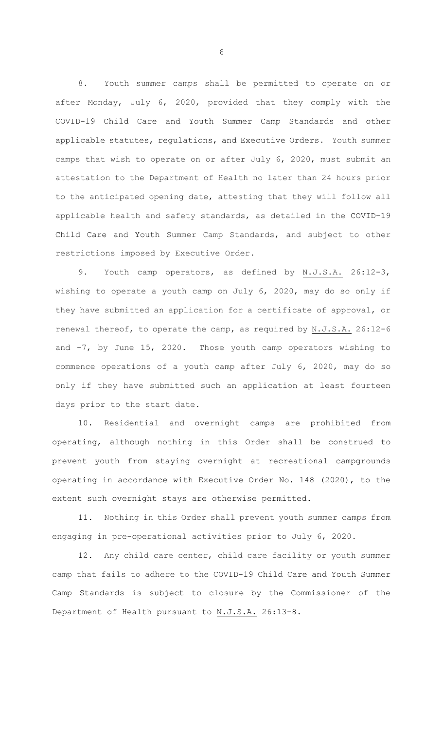8. Youth summer camps shall be permitted to operate on or after Monday, July 6, 2020, provided that they comply with the COVID-19 Child Care and Youth Summer Camp Standards and other applicable statutes, regulations, and Executive Orders. Youth summer camps that wish to operate on or after July 6, 2020, must submit an attestation to the Department of Health no later than 24 hours prior to the anticipated opening date, attesting that they will follow all applicable health and safety standards, as detailed in the COVID-19 Child Care and Youth Summer Camp Standards, and subject to other restrictions imposed by Executive Order.

9. Youth camp operators, as defined by N.J.S.A. 26:12-3, wishing to operate a youth camp on July 6, 2020, may do so only if they have submitted an application for a certificate of approval, or renewal thereof, to operate the camp, as required by N.J.S.A. 26:12-6 and -7, by June 15, 2020. Those youth camp operators wishing to commence operations of a youth camp after July 6, 2020, may do so only if they have submitted such an application at least fourteen days prior to the start date.

10. Residential and overnight camps are prohibited from operating, although nothing in this Order shall be construed to prevent youth from staying overnight at recreational campgrounds operating in accordance with Executive Order No. 148 (2020), to the extent such overnight stays are otherwise permitted.

11. Nothing in this Order shall prevent youth summer camps from engaging in pre-operational activities prior to July 6, 2020.

12. Any child care center, child care facility or youth summer camp that fails to adhere to the COVID-19 Child Care and Youth Summer Camp Standards is subject to closure by the Commissioner of the Department of Health pursuant to N.J.S.A. 26:13-8.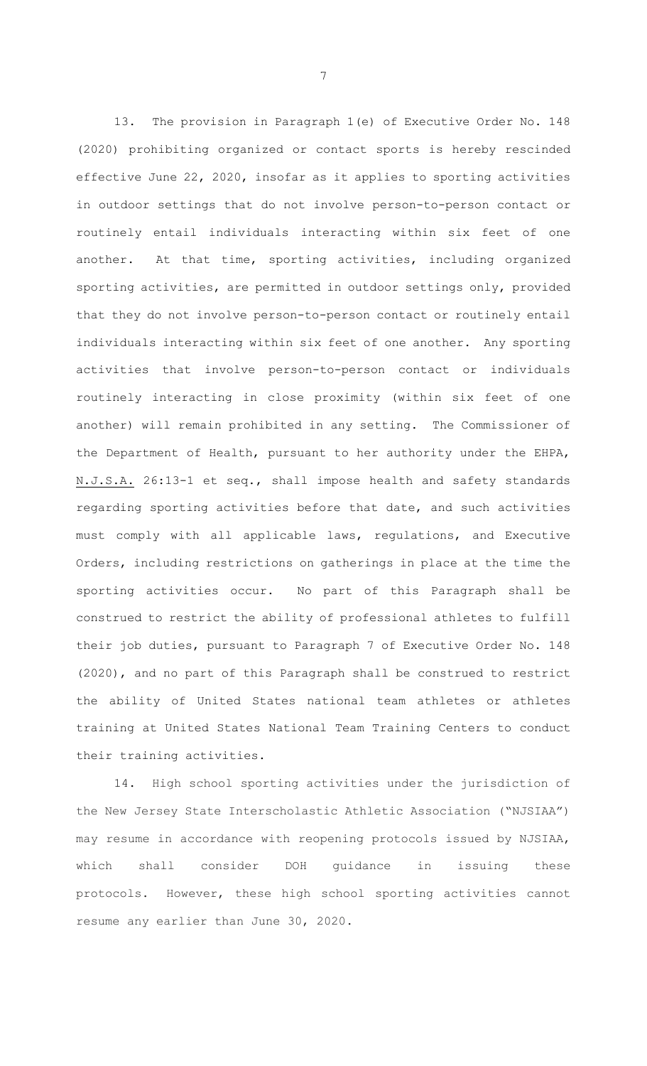13. The provision in Paragraph 1(e) of Executive Order No. 148 (2020) prohibiting organized or contact sports is hereby rescinded effective June 22, 2020, insofar as it applies to sporting activities in outdoor settings that do not involve person-to-person contact or routinely entail individuals interacting within six feet of one another. At that time, sporting activities, including organized sporting activities, are permitted in outdoor settings only, provided that they do not involve person-to-person contact or routinely entail individuals interacting within six feet of one another. Any sporting activities that involve person-to-person contact or individuals routinely interacting in close proximity (within six feet of one another) will remain prohibited in any setting. The Commissioner of the Department of Health, pursuant to her authority under the EHPA, N.J.S.A. 26:13-1 et seq., shall impose health and safety standards regarding sporting activities before that date, and such activities must comply with all applicable laws, regulations, and Executive Orders, including restrictions on gatherings in place at the time the sporting activities occur. No part of this Paragraph shall be construed to restrict the ability of professional athletes to fulfill their job duties, pursuant to Paragraph 7 of Executive Order No. 148 (2020), and no part of this Paragraph shall be construed to restrict the ability of United States national team athletes or athletes training at United States National Team Training Centers to conduct their training activities.

14. High school sporting activities under the jurisdiction of the New Jersey State Interscholastic Athletic Association ("NJSIAA") may resume in accordance with reopening protocols issued by NJSIAA, which shall consider DOH guidance in issuing these protocols. However, these high school sporting activities cannot resume any earlier than June 30, 2020.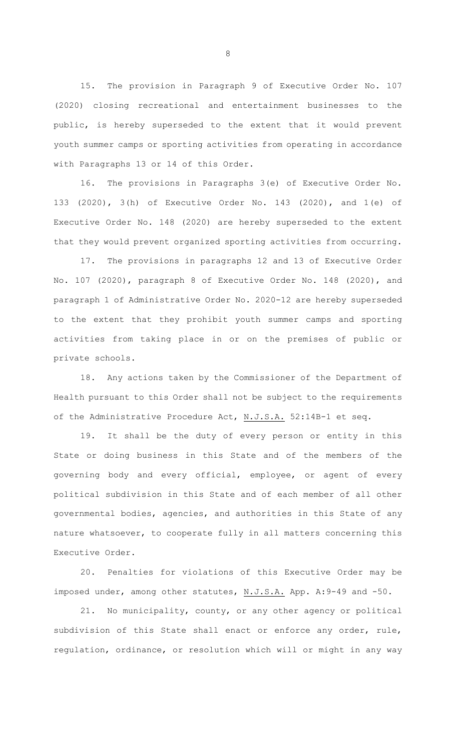15. The provision in Paragraph 9 of Executive Order No. 107 (2020) closing recreational and entertainment businesses to the public, is hereby superseded to the extent that it would prevent youth summer camps or sporting activities from operating in accordance with Paragraphs 13 or 14 of this Order.

16. The provisions in Paragraphs 3(e) of Executive Order No. 133 (2020), 3(h) of Executive Order No. 143 (2020), and 1(e) of Executive Order No. 148 (2020) are hereby superseded to the extent that they would prevent organized sporting activities from occurring.

17. The provisions in paragraphs 12 and 13 of Executive Order No. 107 (2020), paragraph 8 of Executive Order No. 148 (2020), and paragraph 1 of Administrative Order No. 2020-12 are hereby superseded to the extent that they prohibit youth summer camps and sporting activities from taking place in or on the premises of public or private schools.

18. Any actions taken by the Commissioner of the Department of Health pursuant to this Order shall not be subject to the requirements of the Administrative Procedure Act, N.J.S.A. 52:14B-1 et seq.

19. It shall be the duty of every person or entity in this State or doing business in this State and of the members of the governing body and every official, employee, or agent of every political subdivision in this State and of each member of all other governmental bodies, agencies, and authorities in this State of any nature whatsoever, to cooperate fully in all matters concerning this Executive Order.

20. Penalties for violations of this Executive Order may be imposed under, among other statutes, N.J.S.A. App. A:9-49 and -50.

21. No municipality, county, or any other agency or political subdivision of this State shall enact or enforce any order, rule, regulation, ordinance, or resolution which will or might in any way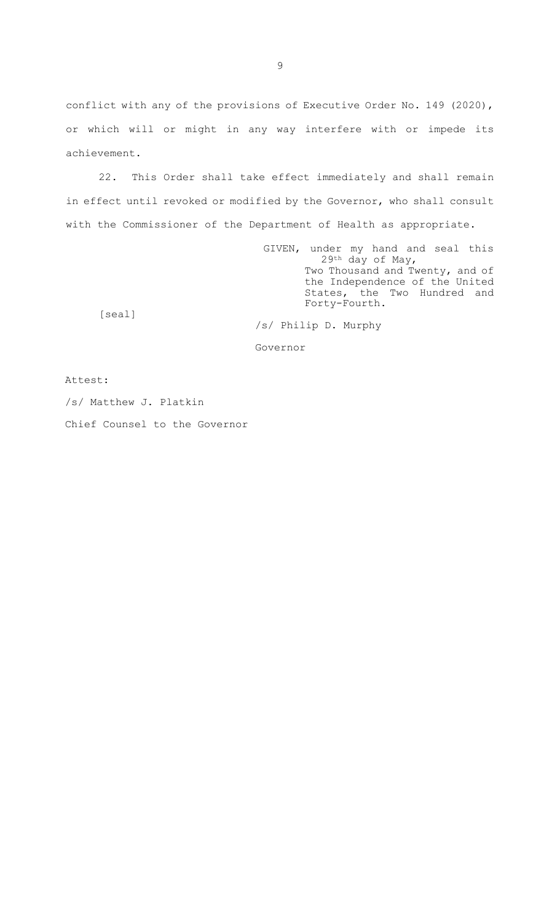conflict with any of the provisions of Executive Order No. 149 (2020), or which will or might in any way interfere with or impede its achievement.

22. This Order shall take effect immediately and shall remain in effect until revoked or modified by the Governor, who shall consult with the Commissioner of the Department of Health as appropriate.

GIVEN, under my hand and seal this 29th day of May, Two Thousand and Twenty, and of the Independence of the United States, the Two Hundred and Forty-Fourth.

[seal]

/s/ Philip D. Murphy

Governor

Attest:

/s/ Matthew J. Platkin

Chief Counsel to the Governor